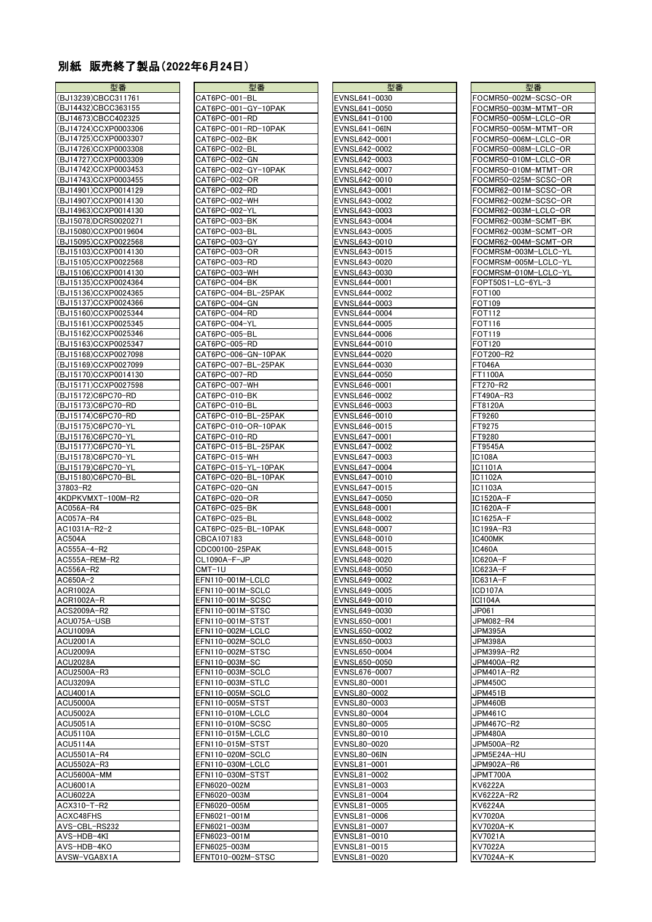# 別紙 販売終了製品(2022年6月24日)

| 型番 |
|---|
| (BJ13239)CBCC311761 |
| (BJ14432)CBCC363155 |
| (BJ14673)CBCC402325 |
| (BJ14724)CCXP0003306 |
| (BJ14725)CCXP0003307 |
| (BJ14726)CCXP0003308 |
| (BJ14727)CCXP0003309 |
| (BJ14742)CCXP0003453 |
| (BJ14743)CCXP0003455 |
| (BJ14901)CCXP0014129 |
| (BJ14907)CCXP0014130 |
| (BJ14963)CCXP0014130 |
| (BJ15078)DCRS0020271 |
| (BJ15080)CCXP0019604 |
| (BJ15095)CCXP0022568 |
| (BJ15103)CCXP0014130 |
| (BJ15105)CCXP0022568 |
| (BJ15106)CCXP0014130 |
| (BJ15135)CCXP0024364 |
| (BJ15136)CCXP0024365 |
| (BJ15137)CCXP0024366 |
| (BJ15160)CCXP0025344 |
| (BJ15161)CCXP0025345 |
| (BJ15162)CCXP0025346 |
| (BJ15163)CCXP0025347 |
| (BJ15168)CCXP0027098 |
| (BJ15169)CCXP0027099 |
| (BJ15170)CCXP0014130 |
| (BJ15171)CCXP0027598 |
| (BJ15172)C6PC70-RD |
| (BJ15173)C6PC70-RD |
| (BJ15174)C6PC70-RD |
| (BJ15175)C6PC70-YL |
| (BJ15176)C6PC70-YL |
| (BJ15177)C6PC70-YL |
| (BJ15178)C6PC70-YL |
| (BJ15179)C6PC70-YL |
| (BJ15180)C6PC70-BL |
| 37803-R2 |
| 4KDPKVMXT-100M-R2 |
| AC056A-R4 |
| AC057A-R4 |
| AC1031A-R2-2 |
| AC504A |
| AC555A-4-R2 |
| AC555A-REM-R2 |
| AC556A-R2 |
| AC650-2 |
| ACR1002A |
| ACR1002A-R |
| ACS2009A-R2 |
| ACU075A-USB |
| ACU1009A |
| ACU2001A |
| ACU2009A |
| ACU2028A |
| ACU2500A-R3 |
| ACU3209A |
| ACU4001A |
| ACU5000A |
| ACU5002A |
| ACU5051A |
| ACU5110A |
| ACU5114A |
| ACU5501A-R4 |
| ACU5502A-R3 |
| ACU5600A-MM |
| ACU6001A |
| ACU6022A |
| ACX310-T-R2 |
| ACXC48FHS |
| AVS-CBL-RS232 |
| AVS-HDB-4KI |
| AVS-HDB-4KO |
| AVSW-VGA8X1A |

| 型番 |
|---|
| CAT6PC-001-BL |
| CAT6PC-001-GY-10PAK |
| CAT6PC-001-RD |
| CAT6PC-001-RD-10PAK |
| CAT6PC-002-BK |
| CAT6PC-002-BL |
| CAT6PC-002-GN |
| CAT6PC-002-GY-10PAK |
| CAT6PC-002-OR |
| CAT6PC-002-RD |
| CAT6PC-002-WH |
| CAT6PC-002-YL |
| CAT6PC-003-BK |
| CAT6PC-003-BL |
| CAT6PC-003-GY |
| CAT6PC-003-OR |
| CAT6PC-003-RD |
| CAT6PC-003-WH |
| CAT6PC-004-BK |
| CAT6PC-004-BL-25PAK |
| CAT6PC-004-GN |
| CAT6PC-004-RD |
| CAT6PC-004-YL |
| CAT6PC-005-BL |
| CAT6PC-005-RD |
| CAT6PC-006-GN-10PAK |
| CAT6PC-007-BL-25PAK |
| CAT6PC-007-RD |
| CAT6PC-007-WH |
| CAT6PC-010-BK |
| CAT6PC-010-BL |
| CAT6PC-010-BL-25PAK |
| CAT6PC-010-OR-10PAK |
| CAT6PC-010-RD |
| CAT6PC-015-BL-25PAK |
| CAT6PC-015-WH |
| CAT6PC-015-YL-10PAK |
| CAT6PC-020-BL-10PAK |
| CAT6PC-020-GN |
| CAT6PC-020-OR |
| CAT6PC-025-BK |
| CAT6PC-025-BL |
| CAT6PC-025-BL-10PAK |
| CBCA107183 |
| CDC00100-25PAK |
| CL1090A-F-JP |
| CMT-1U |
| EFN110-001M-LCLC |
| EFN110-001M-SCLC |
| EFN110-001M-SCSC |
| EFN110-001M-STSC |
| EFN110-001M-STST |
| EFN110-002M-LCLC |
| EFN110-002M-SCLC |
| EFN110-002M-STSC |
| EFN110-003M-SC |
| EFN110-003M-SCLC |
| EFN110-003M-STLC |
| EFN110-005M-SCLC |
| EFN110-005M-STST |
| EFN110-010M-LCLC |
| EFN110-010M-SCSC |
| EFN110-015M-LCLC |
| EFN110-015M-STST |
| EFN110-020M-SCLC |
| EFN110-030M-LCLC |
| EFN110-030M-STST |
| EFN6020-002M |
| EFN6020-003M |
| EFN6020-005M |
| EFN6021-001M |
| EFN6021-003M |
| EFN6023-001M |
| EFN6025-003M |
| EFNT010-002M-STSC |

| 型番 |
|---|
| EVNSL641-0030 |
| EVNSL641-0050 |
| EVNSL641-0100 |
| EVNSL641-06IN |
| EVNSL642-0001 |
| EVNSL642-0002 |
| EVNSL642-0003 |
| EVNSL642-0007 |
| EVNSL642-0010 |
| EVNSL643-0001 |
| EVNSL643-0002 |
| EVNSL643-0003 |
| EVNSL643-0004 |
| EVNSL643-0005 |
| EVNSL643-0010 |
| EVNSL643-0015 |
| EVNSL643-0020 |
| EVNSL643-0030 |
| EVNSL644-0001 |
| EVNSL644-0002 |
| EVNSL644-0003 |
| EVNSL644-0004 |
| EVNSL644-0005 |
| EVNSL644-0006 |
| EVNSL644-0010 |
| EVNSL644-0020 |
| EVNSL644-0030 |
| EVNSL644-0050 |
| EVNSL646-0001 |
| EVNSL646-0002 |
| EVNSL646-0003 |
| EVNSL646-0010 |
| EVNSL646-0015 |
| EVNSL647-0001 |
| EVNSL647-0002 |
| EVNSL647-0003 |
| EVNSL647-0004 |
| EVNSL647-0010 |
| EVNSL647-0015 |
| EVNSL647-0050 |
| EVNSL648-0001 |
| EVNSL648-0002 |
| EVNSL648-0007 |
| EVNSL648-0010 |
| EVNSL648-0015 |
| EVNSL648-0020 |
| EVNSL648-0050 |
| EVNSL649-0002 |
| EVNSL649-0005 |
| EVNSL649-0010 |
| EVNSL649-0030 |
| EVNSL650-0001 |
| EVNSL650-0002 |
| EVNSL650-0003 |
| EVNSL650-0004 |
| EVNSL650-0050 |
| EVNSL676-0007 |
| EVNSL80-0001 |
| EVNSL80-0002 |
| EVNSL80-0003 |
| EVNSL80-0004 |
| EVNSL80-0005 |
| EVNSL80-0010 |
| EVNSL80-0020 |
| EVNSL80-06IN |
| EVNSL81-0001 |
| EVNSL81-0002 |
| EVNSL81-0003 |
| EVNSL81-0004 |
| EVNSL81-0005 |
| EVNSL81-0006 |
| EVNSL81-0007 |
| EVNSL81-0010 |
| EVNSL81-0015 |
| EVNSL81-0020 |

| 型番 |
|---|
| FOCMR50-002M-SCSC-OR |
| FOCMR50-003M-MTMT-OR |
| FOCMR50-005M-LCLC-OR |
| FOCMR50-005M-MTMT-OR |
| FOCMR50-006M-LCLC-OR |
| FOCMR50-008M-LCLC-OR |
| FOCMR50-010M-LCLC-OR |
| FOCMR50-010M-MTMT-OR |
| FOCMR50-025M-SCSC-OR |
| FOCMR62-001M-SCSC-OR |
| FOCMR62-002M-SCSC-OR |
| FOCMR62-003M-LCLC-OR |
| FOCMR62-003M-SCMT-BK |
| FOCMR62-003M-SCMT-OR |
| FOCMR62-004M-SCMT-OR |
| FOCMRSM-003M-LCLC-YL |
| FOCMRSM-005M-LCLC-YL |
| FOCMRSM-010M-LCLC-YL |
| FOPT50S1-LC-6YL-3 |
| FOT100 |
| FOT109 |
| FOT112 |
| FOT116 |
| FOT119 |
| FOT120 |
| FOT200-R2 |
| FT046A |
| FT1100A |
| FT270-R2 |
| FT490A-R3 |
| FT8120A |
| FT9260 |
| FT9275 |
| FT9280 |
| FT9545A |
| IC108A |
| IC1101A |
| IC1102A |
| IC1103A |
| IC1520A-F |
| IC1620A-F |
| IC1625A-F |
| IC199A-R3 |
| IC400MK |
| IC460A |
| IC620A-F |
| IC623A-F |
| IC631A-F |
| ICD107A |
| ICI104A |
| JP061 |
| JPM082-R4 |
| JPM395A |
| JPM398A |
| JPM399A-R2 |
| JPM400A-R2 |
| JPM401A-R2 |
| JPM450C |
| JPM451B |
| JPM460B |
| JPM461C |
| JPM467C-R2 |
| JPM480A |
| JPM500A-R2 |
| JPM5E24A-HU |
| JPM902A-R6 |
| JPMT700A |
| KV6222A |
| KV6222A-R2 |
| KV6224A |
| KV7020A |
| KV7020A-K |
| KV7021A |
| KV7022A |
| KV7024A-K |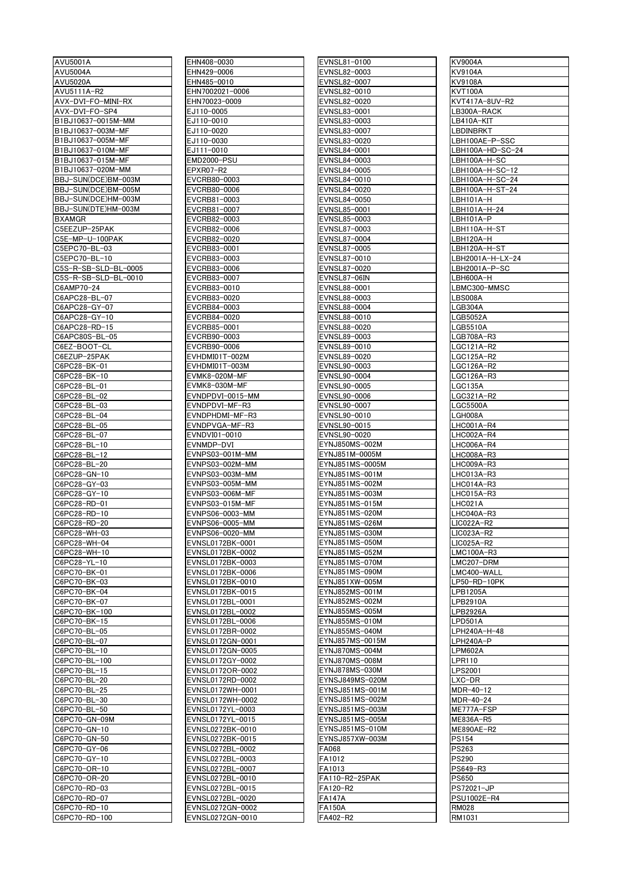| AVU5001A |
| --- |
| AVU5004A |
| AVU5020A |
| AVU5111A-R2 |
| AVX-DVI-FO-MINI-RX |
| AVX-DVI-FO-SP4 |
| B1BJ10637-0015M-MM |
| B1BJ10637-003M-MF |
| B1BJ10637-005M-MF |
| B1BJ10637-010M-MF |
| B1BJ10637-015M-MF |
| B1BJ10637-020M-MM |
| BBJ-SUN(DCE)BM-003M |
| BBJ-SUN(DCE)BM-005M |
| BBJ-SUN(DCE)HM-003M |
| BBJ-SUN(DTE)HM-003M |
| BXAMGR |
| C5EEZUP-25PAK |
| C5E-MP-U-100PAK |
| C5EPC70-BL-03 |
| C5EPC70-BL-10 |
| C5S-R-SB-SLD-BL-0005 |
| C5S-R-SB-SLD-BL-0010 |
| C6AMP70-24 |
| C6APC28-BL-07 |
| C6APC28-GY-07 |
| C6APC28-GY-10 |
| C6APC28-RD-15 |
| C6APC80S-BL-05 |
| C6EZ-BOOT-CL |
| C6EZUP-25PAK |
| C6PC28-BK-01 |
| C6PC28-BK-10 |
| C6PC28-BL-01 |
| C6PC28-BL-02 |
| C6PC28-BL-03 |
| C6PC28-BL-04 |
| C6PC28-BL-05 |
| C6PC28-BL-07 |
| C6PC28-BL-10 |
| C6PC28-BL-12 |
| C6PC28-BL-20 |
| C6PC28-GN-10 |
| C6PC28-GY-03 |
| C6PC28-GY-10 |
| C6PC28-RD-01 |
| C6PC28-RD-10 |
| C6PC28-RD-20 |
| C6PC28-WH-03 |
| C6PC28-WH-04 |
| C6PC28-WH-10 |
| C6PC28-YL-10 |
| C6PC70-BK-01 |
| C6PC70-BK-03 |
| C6PC70-BK-04 |
| C6PC70-BK-07 |
| C6PC70-BK-100 |
| C6PC70-BK-15 |
| C6PC70-BL-05 |
| C6PC70-BL-07 |
| C6PC70-BL-10 |
| C6PC70-BL-100 |
| C6PC70-BL-15 |
| C6PC70-BL-20 |
| C6PC70-BL-25 |
| C6PC70-BL-30 |
| C6PC70-BL-50 |
| C6PC70-GN-09M |
| C6PC70-GN-10 |
| C6PC70-GN-50 |
| C6PC70-GY-06 |
| C6PC70-GY-10 |
| C6PC70-OR-10 |
| C6PC70-OR-20 |
| C6PC70-RD-03 |
| C6PC70-RD-07 |
| C6PC70-RD-10 |
| C6PC70-RD-100 |

| EHN408-0030 |
| --- |
| EHN429-0006 |
| EHN485-0010 |
| EHN7002021-0006 |
| EHN70023-0009 |
| EJ110-0005 |
| EJ110-0010 |
| EJ110-0020 |
| EJ110-0030 |
| EJ111-0010 |
| EMD2000-PSU |
| EPXR07-R2 |
| EVCRB80-0003 |
| EVCRB80-0006 |
| EVCRB81-0003 |
| EVCRB81-0007 |
| EVCRB82-0003 |
| EVCRB82-0006 |
| EVCRB82-0020 |
| EVCRB83-0001 |
| EVCRB83-0003 |
| EVCRB83-0006 |
| EVCRB83-0007 |
| EVCRB83-0010 |
| EVCRB83-0020 |
| EVCRB84-0003 |
| EVCRB84-0020 |
| EVCRB85-0001 |
| EVCRB90-0003 |
| EVCRB90-0006 |
| EVHDMI01T-002M |
| EVHDMI01T-003M |
| EVMK8-020M-MF |
| EVMK8-030M-MF |
| EVNDPDVI-0015-MM |
| EVNDPDVI-MF-R3 |
| EVNDPHDMI-MF-R3 |
| EVNDPVGA-MF-R3 |
| EVNDVI01-0010 |
| EVNMDP-DVI |
| EVNPS03-001M-MM |
| EVNPS03-002M-MM |
| EVNPS03-003M-MM |
| EVNPS03-005M-MM |
| EVNPS03-006M-MF |
| EVNPS03-015M-MF |
| EVNPS06-0003-MM |
| EVNPS06-0005-MM |
| EVNPS06-0020-MM |
| EVNSL0172BK-0001 |
| EVNSL0172BK-0002 |
| EVNSL0172BK-0003 |
| EVNSL0172BK-0006 |
| EVNSL0172BK-0010 |
| EVNSL0172BK-0015 |
| EVNSL0172BL-0001 |
| EVNSL0172BL-0002 |
| EVNSL0172BL-0006 |
| EVNSL0172BR-0002 |
| EVNSL0172GN-0001 |
| EVNSL0172GN-0005 |
| EVNSL0172GY-0002 |
| EVNSL0172OR-0002 |
| EVNSL0172RD-0002 |
| EVNSL0172WH-0001 |
| EVNSL0172WH-0002 |
| EVNSL0172YL-0003 |
| EVNSL0172YL-0015 |
| EVNSL0272BK-0010 |
| EVNSL0272BK-0015 |
| EVNSL0272BL-0002 |
| EVNSL0272BL-0003 |
| EVNSL0272BL-0007 |
| EVNSL0272BL-0010 |
| EVNSL0272BL-0015 |
| EVNSL0272BL-0020 |
| EVNSL0272GN-0002 |
| EVNSL0272GN-0010 |

| EVNSL81-0100 |
| --- |
| EVNSL82-0003 |
| EVNSL82-0007 |
| EVNSL82-0010 |
| EVNSL82-0020 |
| EVNSL83-0001 |
| EVNSL83-0003 |
| EVNSL83-0007 |
| EVNSL83-0020 |
| EVNSL84-0001 |
| EVNSL84-0003 |
| EVNSL84-0005 |
| EVNSL84-0010 |
| EVNSL84-0020 |
| EVNSL84-0050 |
| EVNSL85-0001 |
| EVNSL85-0003 |
| EVNSL87-0003 |
| EVNSL87-0004 |
| EVNSL87-0005 |
| EVNSL87-0010 |
| EVNSL87-0020 |
| EVNSL87-06IN |
| EVNSL88-0001 |
| EVNSL88-0003 |
| EVNSL88-0004 |
| EVNSL88-0010 |
| EVNSL88-0020 |
| EVNSL89-0003 |
| EVNSL89-0010 |
| EVNSL89-0020 |
| EVNSL90-0003 |
| EVNSL90-0004 |
| EVNSL90-0005 |
| EVNSL90-0006 |
| EVNSL90-0007 |
| EVNSL90-0010 |
| EVNSL90-0015 |
| EVNSL90-0020 |
| EYNJ850MS-002M |
| EYNJ851M-0005M |
| EYNJ851MS-0005M |
| EYNJ851MS-001M |
| EYNJ851MS-002M |
| EYNJ851MS-003M |
| EYNJ851MS-015M |
| EYNJ851MS-020M |
| EYNJ851MS-026M |
| EYNJ851MS-030M |
| EYNJ851MS-050M |
| EYNJ851MS-052M |
| EYNJ851MS-070M |
| EYNJ851MS-090M |
| EYNJ851XW-005M |
| EYNJ852MS-001M |
| EYNJ852MS-002M |
| EYNJ855MS-005M |
| EYNJ855MS-010M |
| EYNJ855MS-040M |
| EYNJ857MS-0015M |
| EYNJ870MS-004M |
| EYNJ870MS-008M |
| EYNJ878MS-030M |
| EYNSJ849MS-020M |
| EYNSJ851MS-001M |
| EYNSJ851MS-002M |
| EYNSJ851MS-003M |
| EYNSJ851MS-005M |
| EYNSJ851MS-010M |
| EYNSJ857XW-003M |
| FA068 |
| FA1012 |
| FA1013 |
| FA110-R2-25PAK |
| FA120-R2 |
| FA147A |
| FA150A |
| FA402-R2 |

| KV9004A |
| --- |
| KV9104A |
| KV9108A |
| KVT100A |
| KVT417A-8UV-R2 |
| LB300A-RACK |
| LB410A-KIT |
| LBDINBRKT |
| LBH100AE-P-SSC |
| LBH100A-HD-SC-24 |
| LBH100A-H-SC |
| LBH100A-H-SC-12 |
| LBH100A-H-SC-24 |
| LBH100A-H-ST-24 |
| LBH101A-H |
| LBH101A-H-24 |
| LBH101A-P |
| LBH110A-H-ST |
| LBH120A-H |
| LBH120A-H-ST |
| LBH2001A-H-LX-24 |
| LBH2001A-P-SC |
| LBH600A-H |
| LBMC300-MMSC |
| LBS008A |
| LGB304A |
| LGB5052A |
| LGB5510A |
| LGB708A-R3 |
| LGC121A-R2 |
| LGC125A-R2 |
| LGC126A-R2 |
| LGC126A-R3 |
| LGC135A |
| LGC321A-R2 |
| LGC5500A |
| LGH008A |
| LHC001A-R4 |
| LHC002A-R4 |
| LHC006A-R4 |
| LHC008A-R3 |
| LHC009A-R3 |
| LHC013A-R3 |
| LHC014A-R3 |
| LHC015A-R3 |
| LHC021A |
| LHC040A-R3 |
| LIC022A-R2 |
| LIC023A-R2 |
| LIC025A-R2 |
| LMC100A-R3 |
| LMC207-DRM |
| LMC400-WALL |
| LP50-RD-10PK |
| LPB1205A |
| LPB2910A |
| LPB2926A |
| LPD501A |
| LPH240A-H-48 |
| LPH240A-P |
| LPM602A |
| LPR110 |
| LPS2001 |
| LXC-DR |
| MDR-40-12 |
| MDR-40-24 |
| ME777A-FSP |
| ME836A-R5 |
| ME890AE-R2 |
| PS154 |
| PS263 |
| PS290 |
| PS649-R3 |
| PS650 |
| PS72021-JP |
| PSU1002E-R4 |
| RM028 |
| RM1031 |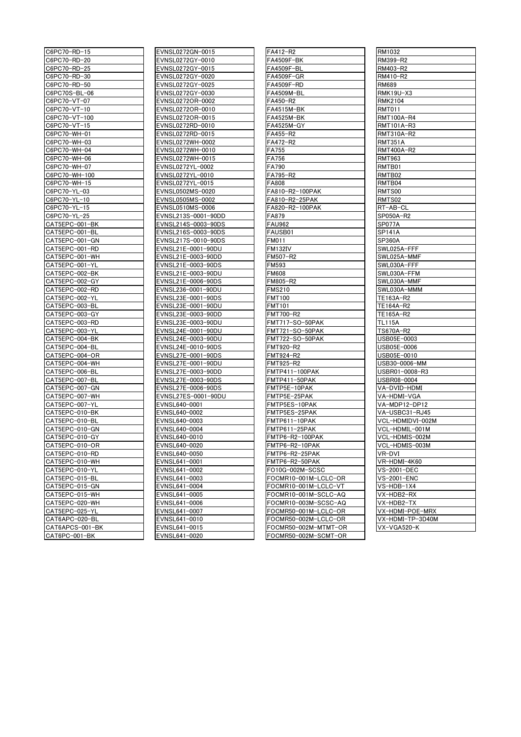| | | | |
|---|---|---|---|
| C6PC70-RD-15 | EVNSL0272GN-0015 | FA412-R2 | RM1032 |
| C6PC70-RD-20 | EVNSL0272GY-0010 | FA4509F-BK | RM399-R2 |
| C6PC70-RD-25 | EVNSL0272GY-0015 | FA4509F-BL | RM403-R2 |
| C6PC70-RD-30 | EVNSL0272GY-0020 | FA4509F-GR | RM410-R2 |
| C6PC70-RD-50 | EVNSL0272GY-0025 | FA4509F-RD | RM689 |
| C6PC70S-BL-06 | EVNSL0272GY-0030 | FA4509M-BL | RMK19U-X3 |
| C6PC70-VT-07 | EVNSL0272OR-0002 | FA450-R2 | RMK2104 |
| C6PC70-VT-10 | EVNSL0272OR-0010 | FA4515M-BK | RMT011 |
| C6PC70-VT-100 | EVNSL0272OR-0015 | FA4525M-BK | RMT100A-R4 |
| C6PC70-VT-15 | EVNSL0272RD-0010 | FA4525M-GY | RMT101A-R3 |
| C6PC70-WH-01 | EVNSL0272RD-0015 | FA455-R2 | RMT310A-R2 |
| C6PC70-WH-03 | EVNSL0272WH-0002 | FA472-R2 | RMT351A |
| C6PC70-WH-04 | EVNSL0272WH-0010 | FA755 | RMT400A-R2 |
| C6PC70-WH-06 | EVNSL0272WH-0015 | FA756 | RMT963 |
| C6PC70-WH-07 | EVNSL0272YL-0002 | FA790 | RMTB01 |
| C6PC70-WH-100 | EVNSL0272YL-0010 | FA795-R2 | RMTB02 |
| C6PC70-WH-15 | EVNSL0272YL-0015 | FA808 | RMTB04 |
| C6PC70-YL-03 | EVNSL0502MS-0020 | FA810-R2-100PAK | RMTS00 |
| C6PC70-YL-10 | EVNSL0505MS-0002 | FA810-R2-25PAK | RMTS02 |
| C6PC70-YL-15 | EVNSL0510MS-0006 | FA820-R2-100PAK | RT-AB-CL |
| C6PC70-YL-25 | EVNSL213S-0001-90DD | FA879 | SP050A-R2 |
| CAT5EPC-001-BK | EVNSL214S-0003-90DS | FAU962 | SP077A |
| CAT5EPC-001-BL | EVNSL216S-0003-90DS | FAUSB01 | SP141A |
| CAT5EPC-001-GN | EVNSL217S-0010-90DS | FM011 | SP360A |
| CAT5EPC-001-RD | EVNSL21E-0001-90DU | FM132IV | SWL025A-FFF |
| CAT5EPC-001-WH | EVNSL21E-0003-90DD | FM507-R2 | SWL025A-MMF |
| CAT5EPC-001-YL | EVNSL21E-0003-90DS | FM593 | SWL030A-FFF |
| CAT5EPC-002-BK | EVNSL21E-0003-90DU | FM608 | SWL030A-FFM |
| CAT5EPC-002-GY | EVNSL21E-0006-90DS | FM805-R2 | SWL030A-MMF |
| CAT5EPC-002-RD | EVNSL236-0001-90DU | FMS210 | SWL030A-MMM |
| CAT5EPC-002-YL | EVNSL23E-0001-90DS | FMT100 | TE163A-R2 |
| CAT5EPC-003-BL | EVNSL23E-0001-90DU | FMT101 | TE164A-R2 |
| CAT5EPC-003-GY | EVNSL23E-0003-90DD | FMT700-R2 | TE165A-R2 |
| CAT5EPC-003-RD | EVNSL23E-0003-90DU | FMT717-SO-50PAK | TL115A |
| CAT5EPC-003-YL | EVNSL24E-0001-90DU | FMT721-SO-50PAK | TS670A-R2 |
| CAT5EPC-004-BK | EVNSL24E-0003-90DU | FMT722-SO-50PAK | USB05E-0003 |
| CAT5EPC-004-BL | EVNSL24E-0010-90DS | FMT920-R2 | USB05E-0006 |
| CAT5EPC-004-OR | EVNSL27E-0001-90DS | FMT924-R2 | USB05E-0010 |
| CAT5EPC-004-WH | EVNSL27E-0001-90DU | FMT925-R2 | USB30-0006-MM |
| CAT5EPC-006-BL | EVNSL27E-0003-90DD | FMTP411-100PAK | USBR01-0008-R3 |
| CAT5EPC-007-BL | EVNSL27E-0003-90DS | FMTP411-50PAK | USBR08-0004 |
| CAT5EPC-007-GN | EVNSL27E-0006-90DS | FMTP5E-10PAK | VA-DVID-HDMI |
| CAT5EPC-007-WH | EVNSL27ES-0001-90DU | FMTP5E-25PAK | VA-HDMI-VGA |
| CAT5EPC-007-YL | EVNSL640-0001 | FMTP5ES-10PAK | VA-MDP12-DP12 |
| CAT5EPC-010-BK | EVNSL640-0002 | FMTP5ES-25PAK | VA-USBC31-RJ45 |
| CAT5EPC-010-BL | EVNSL640-0003 | FMTP611-10PAK | VCL-HDMIDVI-002M |
| CAT5EPC-010-GN | EVNSL640-0004 | FMTP611-25PAK | VCL-HDMIL-001M |
| CAT5EPC-010-GY | EVNSL640-0010 | FMTP6-R2-100PAK | VCL-HDMIS-002M |
| CAT5EPC-010-OR | EVNSL640-0020 | FMTP6-R2-10PAK | VCL-HDMIS-003M |
| CAT5EPC-010-RD | EVNSL640-0050 | FMTP6-R2-25PAK | VR-DVI |
| CAT5EPC-010-WH | EVNSL641-0001 | FMTP6-R2-50PAK | VR-HDMI-4K60 |
| CAT5EPC-010-YL | EVNSL641-0002 | FO10G-002M-SCSC | VS-2001-DEC |
| CAT5EPC-015-BL | EVNSL641-0003 | FOCMR10-001M-LCLC-OR | VS-2001-ENC |
| CAT5EPC-015-GN | EVNSL641-0004 | FOCMR10-001M-LCLC-VT | VS-HDB-1X4 |
| CAT5EPC-015-WH | EVNSL641-0005 | FOCMR10-001M-SCLC-AQ | VX-HDB2-RX |
| CAT5EPC-020-WH | EVNSL641-0006 | FOCMR10-003M-SCSC-AQ | VX-HDB2-TX |
| CAT5EPC-025-YL | EVNSL641-0007 | FOCMR50-001M-LCLC-OR | VX-HDMI-POE-MRX |
| CAT6APC-020-BL | EVNSL641-0010 | FOCMR50-002M-LCLC-OR | VX-HDMI-TP-3D40M |
| CAT6APCS-001-BK | EVNSL641-0015 | FOCMR50-002M-MTMT-OR | VX-VGA520-K |
| CAT6PC-001-BK | EVNSL641-0020 | FOCMR50-002M-SCMT-OR | |